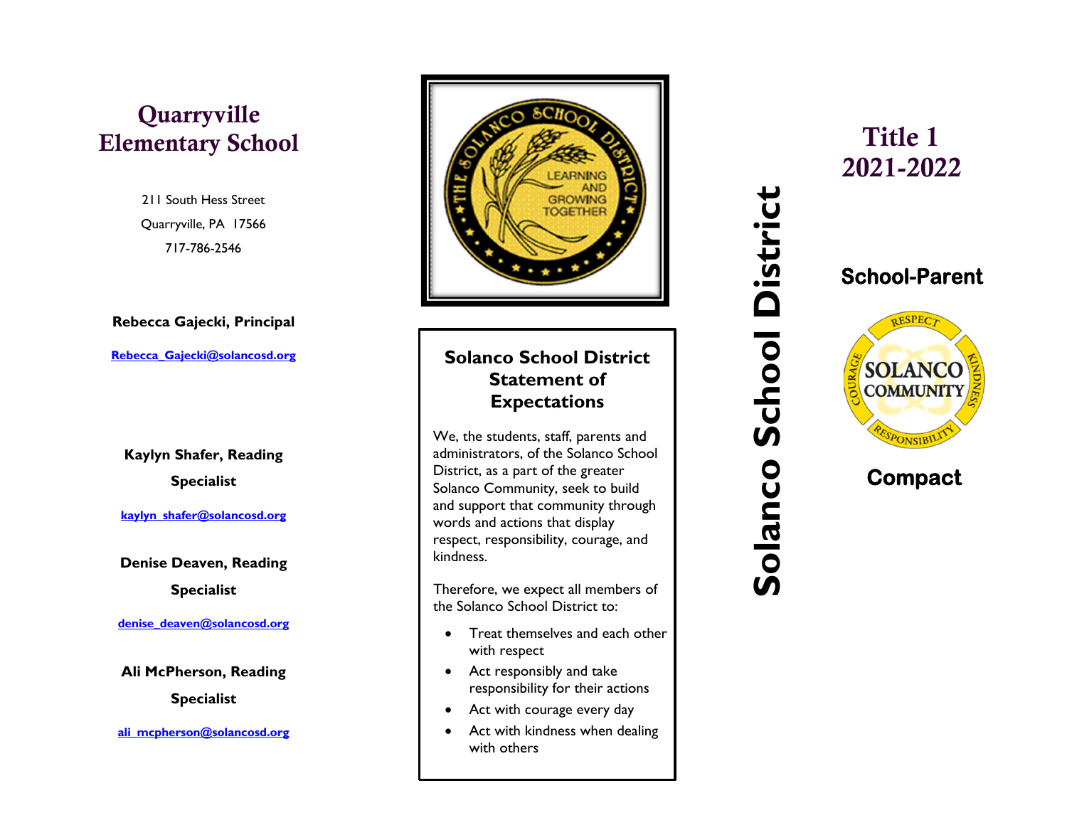# Quarryville Elementary School

211 South Hess Street

Quarryville, PA 17566

717-786-2546

**Rebecca Gajecki, Principal**

Rebecca_Gajecki@solancosd.org

**Kaylyn Shafer, Reading Specialist**

kaylyn_shafer@solancosd.org

**Denise Deaven, Reading Specialist**

denise_deaven@solancosd.org

**Ali McPherson, Reading Specialist**

ali_mcpherson@solancosd.org

## Solanco School District Statement of Expectations

We, the students, staff, parents and administrators, of the Solanco School District, as a part of the greater Solanco Community, seek to build and support that community through words and actions that display respect, responsibility, courage, and kindness.

Therefore, we expect all members of the Solanco School District to:

- Treat themselves and each other with respect
- Act responsibly and take responsibility for their actions
- Act with courage every day
- Act with kindness when dealing with others

# Solanco School District

# Title 1 2021-2022

## School-Parent Compact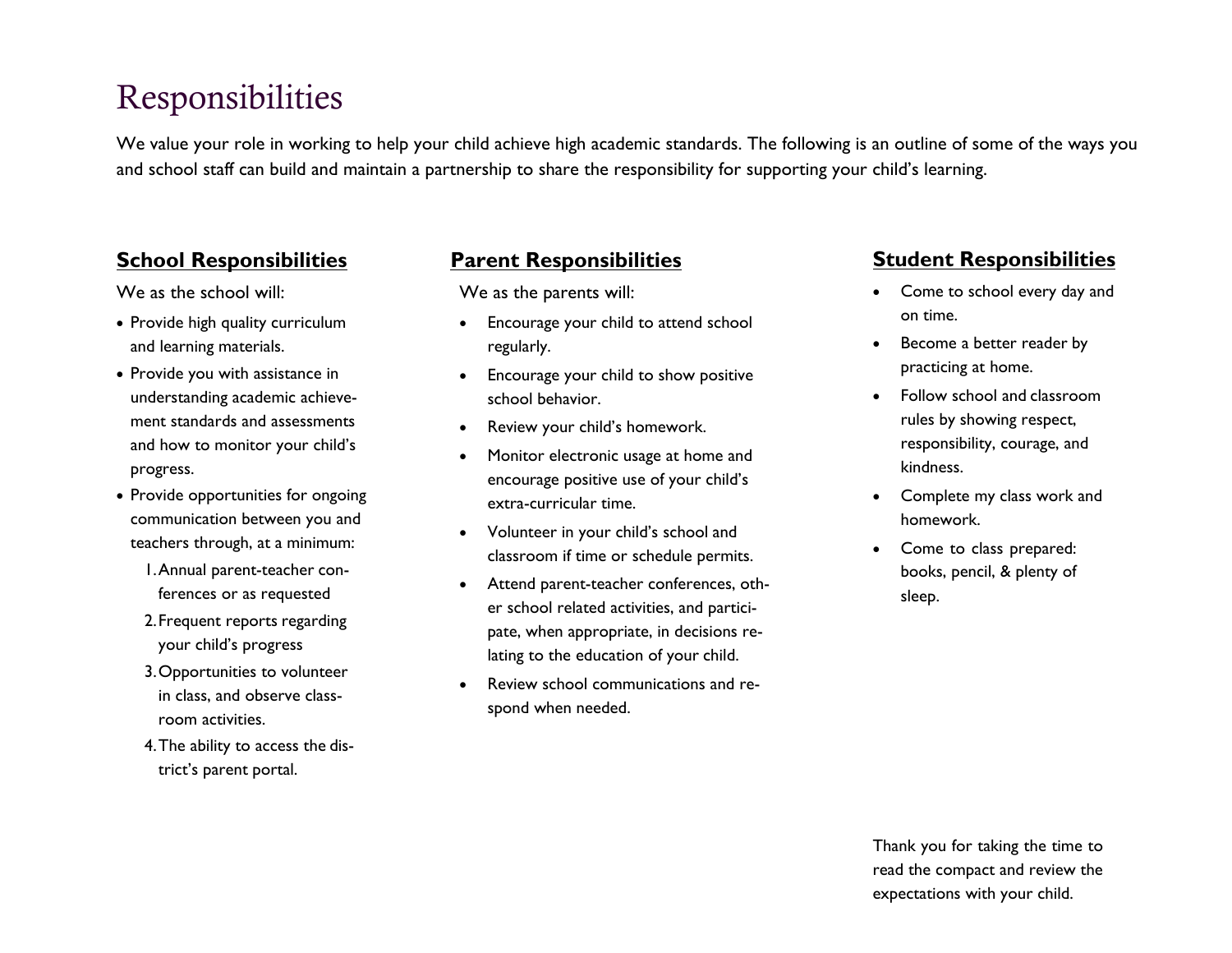# Responsibilities

We value your role in working to help your child achieve high academic standards. The following is an outline of some of the ways you and school staff can build and maintain a partnership to share the responsibility for supporting your child's learning.

## School Responsibilities

We as the school will:

- Provide high quality curriculum and learning materials.
- Provide you with assistance in understanding academic achievement standards and assessments and how to monitor your child's progress.
- Provide opportunities for ongoing communication between you and teachers through, at a minimum:
  1. Annual parent-teacher conferences or as requested
  2. Frequent reports regarding your child's progress
  3. Opportunities to volunteer in class, and observe classroom activities.
  4. The ability to access the district's parent portal.

## Parent Responsibilities

We as the parents will:

- Encourage your child to attend school regularly.
- Encourage your child to show positive school behavior.
- Review your child's homework.
- Monitor electronic usage at home and encourage positive use of your child's extra-curricular time.
- Volunteer in your child's school and classroom if time or schedule permits.
- Attend parent-teacher conferences, other school related activities, and participate, when appropriate, in decisions relating to the education of your child.
- Review school communications and respond when needed.

## Student Responsibilities

- Come to school every day and on time.
- Become a better reader by practicing at home.
- Follow school and classroom rules by showing respect, responsibility, courage, and kindness.
- Complete my class work and homework.
- Come to class prepared: books, pencil, & plenty of sleep.

Thank you for taking the time to read the compact and review the expectations with your child.